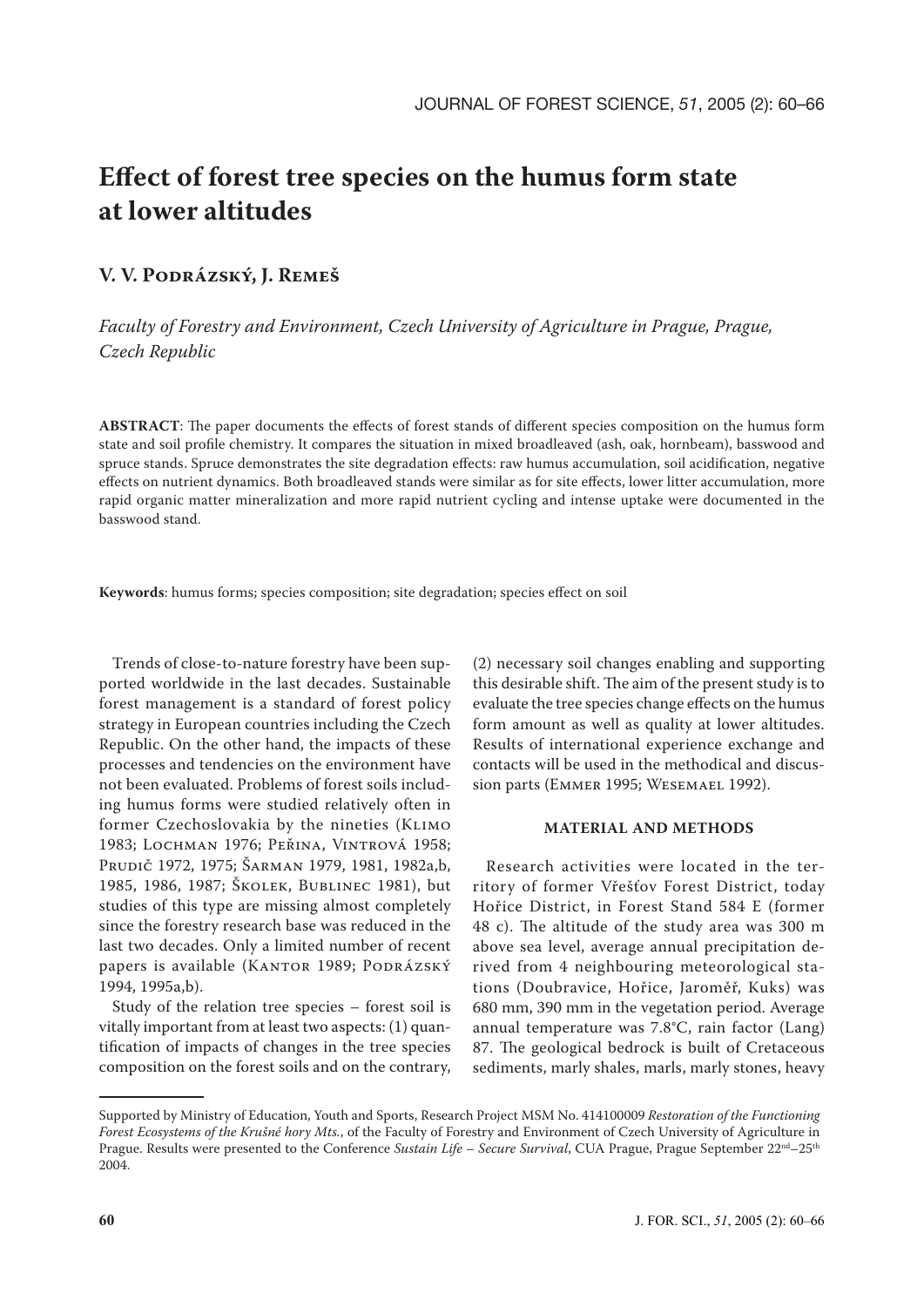# Effect of forest tree species on the humus form state at lower altitudes

## V. V. Podrázský, J. Remeš

*Faculty of Forestry and Environment, Czech University of Agriculture in Prague, Prague, Czech Republic*

**ABSTRACT**: The paper documents the effects of forest stands of different species composition on the humus form state and soil profile chemistry. It compares the situation in mixed broadleaved (ash, oak, hornbeam), basswood and spruce stands. Spruce demonstrates the site degradation effects: raw humus accumulation, soil acidification, negative effects on nutrient dynamics. Both broadleaved stands were similar as for site effects, lower litter accumulation, more rapid organic matter mineralization and more rapid nutrient cycling and intense uptake were documented in the basswood stand.

**Keywords**: humus forms; species composition; site degradation; species effect on soil

Trends of close-to-nature forestry have been supported worldwide in the last decades. Sustainable forest management is a standard of forest policy strategy in European countries including the Czech Republic. On the other hand, the impacts of these processes and tendencies on the environment have not been evaluated. Problems of forest soils including humus forms were studied relatively often in former Czechoslovakia by the nineties (Klimo 1983; Lochman 1976; Peřina, Vintrová 1958; Prudič 1972, 1975; Šarman 1979, 1981, 1982a,b, 1985, 1986, 1987; Školek, Bublinec 1981), but studies of this type are missing almost completely since the forestry research base was reduced in the last two decades. Only a limited number of recent papers is available (Kantor 1989; Podrázský 1994, 1995a,b).

Study of the relation tree species – forest soil is vitally important from at least two aspects: (1) quantification of impacts of changes in the tree species composition on the forest soils and on the contrary, (2) necessary soil changes enabling and supporting this desirable shift. The aim of the present study is to evaluate the tree species change effects on the humus form amount as well as quality at lower altitudes. Results of international experience exchange and contacts will be used in the methodical and discussion parts (Emmer 1995; Wesemael 1992).

## MATERIAL AND METHODS

Research activities were located in the territory of former Vřešťov Forest District, today Hořice District, in Forest Stand 584 E (former 48 c). The altitude of the study area was 300 m above sea level, average annual precipitation derived from 4 neighbouring meteorological stations (Doubravice, Hořice, Jaroměř, Kuks) was 680 mm, 390 mm in the vegetation period. Average annual temperature was 7.8°C, rain factor (Lang) 87. The geological bedrock is built of Cretaceous sediments, marly shales, marls, marly stones, heavy

---

Supported by Ministry of Education, Youth and Sports, Research Project MSM No. 414100009 *Restoration of the Functioning Forest Ecosystems of the Krušné hory Mts.*, of the Faculty of Forestry and Environment of Czech University of Agriculture in Prague. Results were presented to the Conference *Sustain Life – Secure Survival*, CUA Prague, Prague September 22nd–25th 2004.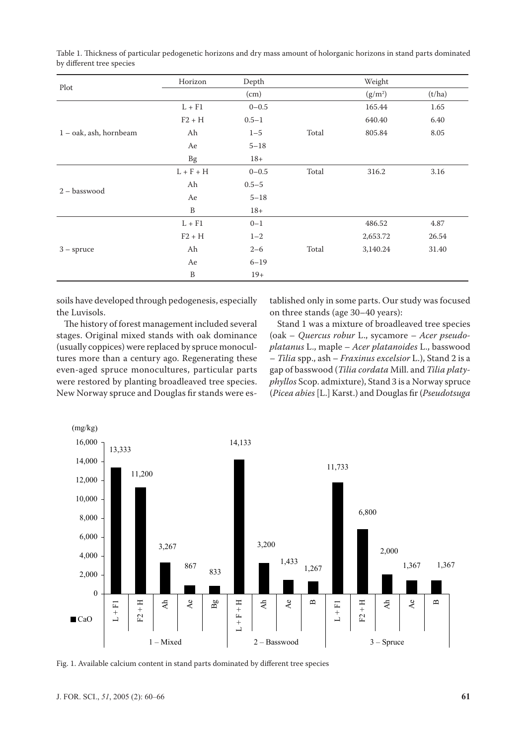Table 1. Thickness of particular pedogenetic horizons and dry mass amount of holorganic horizons in stand parts dominated by different tree species

| Plot | Horizon | Depth | | Weight | |
|---|---|---|---|---|---|
| | | (cm) | | (g/m²) | (t/ha) |
| 1 – oak, ash, hornbeam | L + F1 | 0–0.5 | | 165.44 | 1.65 |
| | F2 + H | 0.5–1 | | 640.40 | 6.40 |
| | Ah | 1–5 | Total | 805.84 | 8.05 |
| | Ae | 5–18 | | | |
| | Bg | 18+ | | | |
| 2 – basswood | L + F + H | 0–0.5 | Total | 316.2 | 3.16 |
| | Ah | 0.5–5 | | | |
| | Ae | 5–18 | | | |
| | B | 18+ | | | |
| 3 – spruce | L + F1 | 0–1 | | 486.52 | 4.87 |
| | F2 + H | 1–2 | | 2,653.72 | 26.54 |
| | Ah | 2–6 | Total | 3,140.24 | 31.40 |
| | Ae | 6–19 | | | |
| | B | 19+ | | | |

soils have developed through pedogenesis, especially the Luvisols.

The history of forest management included several stages. Original mixed stands with oak dominance (usually coppices) were replaced by spruce monocultures more than a century ago. Regenerating these even-aged spruce monocultures, particular parts were restored by planting broadleaved tree species. New Norway spruce and Douglas fir stands were established only in some parts. Our study was focused on three stands (age 30–40 years):

Stand 1 was a mixture of broadleaved tree species (oak – *Quercus robur* L., sycamore – *Acer pseudoplatanus* L., maple – *Acer platanoides* L., basswood – *Tilia* spp., ash – *Fraxinus excelsior* L.), Stand 2 is a gap of basswood (*Tilia cordata* Mill. and *Tilia platyphyllos* Scop. admixture), Stand 3 is a Norway spruce (*Picea abies* [L.] Karst.) and Douglas fir (*Pseudotsuga*

Fig. 1. Available calcium content in stand parts dominated by different tree species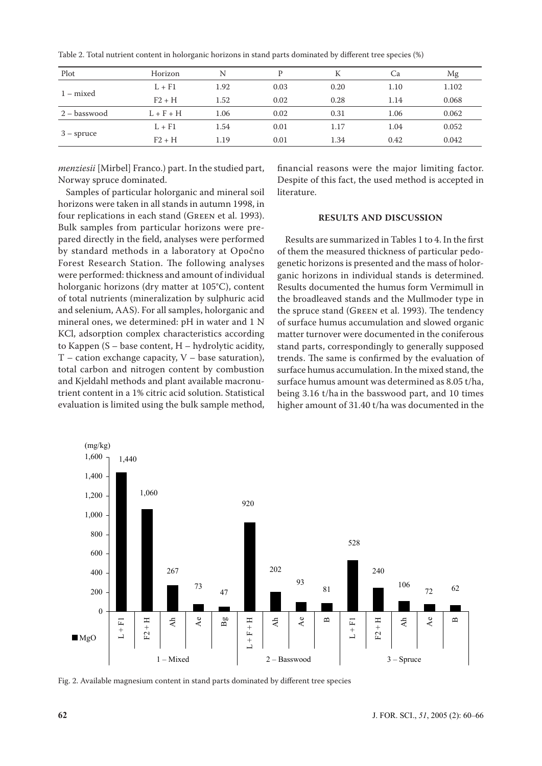Table 2. Total nutrient content in holorganic horizons in stand parts dominated by different tree species (%)

| Plot | Horizon | N | P | K | Ca | Mg |
|---|---|---|---|---|---|---|
| 1 – mixed | L + F1 | 1.92 | 0.03 | 0.20 | 1.10 | 1.102 |
| | F2 + H | 1.52 | 0.02 | 0.28 | 1.14 | 0.068 |
| 2 – basswood | L + F + H | 1.06 | 0.02 | 0.31 | 1.06 | 0.062 |
| 3 – spruce | L + F1 | 1.54 | 0.01 | 1.17 | 1.04 | 0.052 |
| | F2 + H | 1.19 | 0.01 | 1.34 | 0.42 | 0.042 |

*menziesii* [Mirbel] Franco.) part. In the studied part, Norway spruce dominated.

Samples of particular holorganic and mineral soil horizons were taken in all stands in autumn 1998, in four replications in each stand (Green et al. 1993). Bulk samples from particular horizons were prepared directly in the field, analyses were performed by standard methods in a laboratory at Opočno Forest Research Station. The following analyses were performed: thickness and amount of individual holorganic horizons (dry matter at 105°C), content of total nutrients (mineralization by sulphuric acid and selenium, AAS). For all samples, holorganic and mineral ones, we determined: pH in water and 1 N KCl, adsorption complex characteristics according to Kappen (S – base content, H – hydrolytic acidity, T – cation exchange capacity, V – base saturation), total carbon and nitrogen content by combustion and Kjeldahl methods and plant available macronutrient content in a 1% citric acid solution. Statistical evaluation is limited using the bulk sample method, financial reasons were the major limiting factor. Despite of this fact, the used method is accepted in literature.

## RESULTS AND DISCUSSION

Results are summarized in Tables 1 to 4. In the first of them the measured thickness of particular pedogenetic horizons is presented and the mass of holorganic horizons in individual stands is determined. Results documented the humus form Vermimull in the broadleaved stands and the Mullmoder type in the spruce stand (Green et al. 1993). The tendency of surface humus accumulation and slowed organic matter turnover were documented in the coniferous stand parts, correspondingly to generally supposed trends. The same is confirmed by the evaluation of surface humus accumulation. In the mixed stand, the surface humus amount was determined as 8.05 t/ha, being 3.16 t/ha in the basswood part, and 10 times higher amount of 31.40 t/ha was documented in the

Fig. 2. Available magnesium content in stand parts dominated by different tree species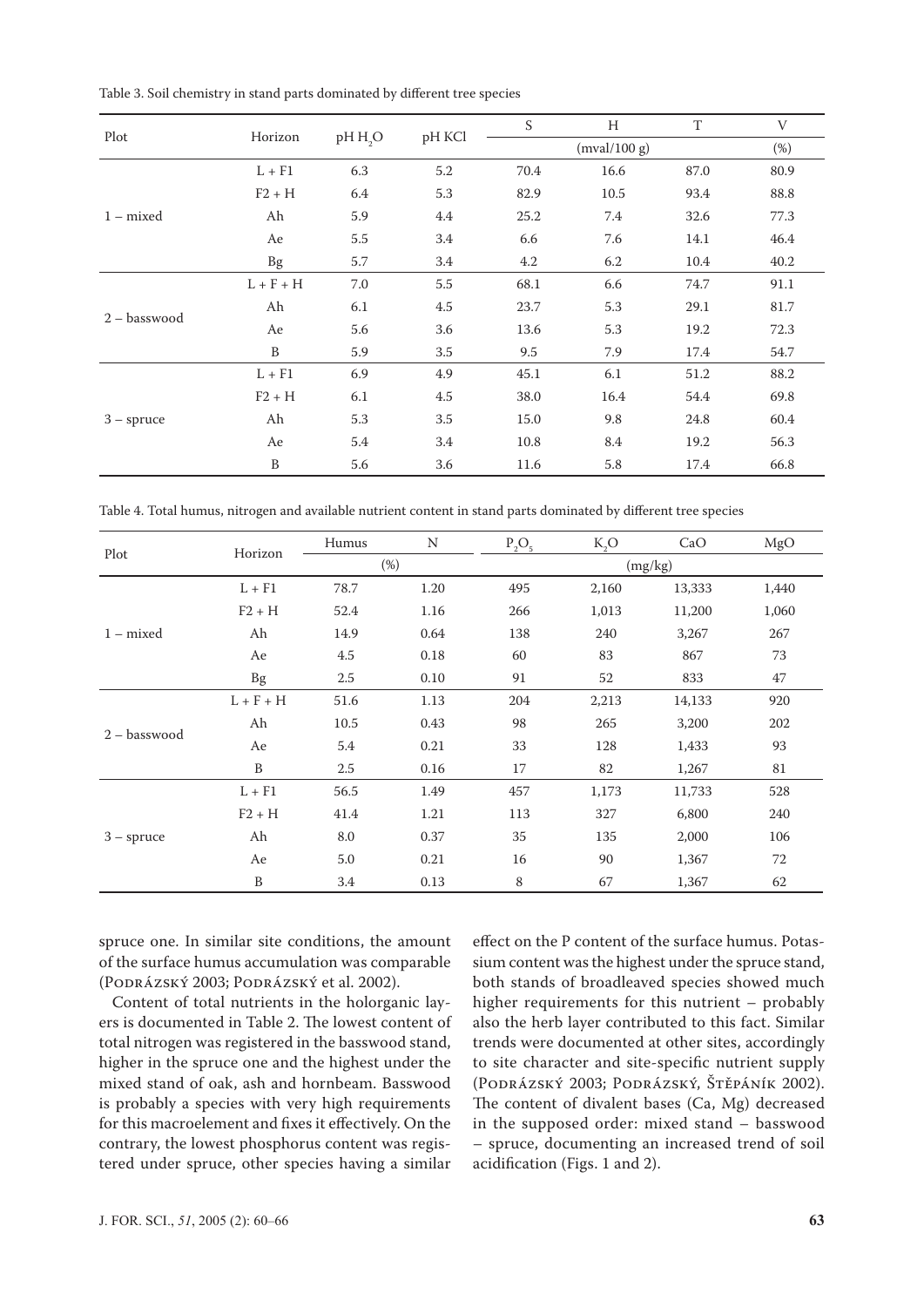Table 3. Soil chemistry in stand parts dominated by different tree species

| Plot | Horizon | pH $H_2O$ | pH KCl | S | H | T | V |
|---|---|---|---|---|---|---|---|
| | | | | (mval/100 g) | | | (%) |
| 1 – mixed | L + F1 | 6.3 | 5.2 | 70.4 | 16.6 | 87.0 | 80.9 |
| | F2 + H | 6.4 | 5.3 | 82.9 | 10.5 | 93.4 | 88.8 |
| | Ah | 5.9 | 4.4 | 25.2 | 7.4 | 32.6 | 77.3 |
| | Ae | 5.5 | 3.4 | 6.6 | 7.6 | 14.1 | 46.4 |
| | Bg | 5.7 | 3.4 | 4.2 | 6.2 | 10.4 | 40.2 |
| 2 – basswood | L + F + H | 7.0 | 5.5 | 68.1 | 6.6 | 74.7 | 91.1 |
| | Ah | 6.1 | 4.5 | 23.7 | 5.3 | 29.1 | 81.7 |
| | Ae | 5.6 | 3.6 | 13.6 | 5.3 | 19.2 | 72.3 |
| | B | 5.9 | 3.5 | 9.5 | 7.9 | 17.4 | 54.7 |
| 3 – spruce | L + F1 | 6.9 | 4.9 | 45.1 | 6.1 | 51.2 | 88.2 |
| | F2 + H | 6.1 | 4.5 | 38.0 | 16.4 | 54.4 | 69.8 |
| | Ah | 5.3 | 3.5 | 15.0 | 9.8 | 24.8 | 60.4 |
| | Ae | 5.4 | 3.4 | 10.8 | 8.4 | 19.2 | 56.3 |
| | B | 5.6 | 3.6 | 11.6 | 5.8 | 17.4 | 66.8 |

Table 4. Total humus, nitrogen and available nutrient content in stand parts dominated by different tree species

| Plot | Horizon | Humus | N | $P_2O_5$ | $K_2O$ | CaO | MgO |
|---|---|---|---|---|---|---|---|
| | | (%) | | (mg/kg) | | | |
| 1 – mixed | L + F1 | 78.7 | 1.20 | 495 | 2,160 | 13,333 | 1,440 |
| | F2 + H | 52.4 | 1.16 | 266 | 1,013 | 11,200 | 1,060 |
| | Ah | 14.9 | 0.64 | 138 | 240 | 3,267 | 267 |
| | Ae | 4.5 | 0.18 | 60 | 83 | 867 | 73 |
| | Bg | 2.5 | 0.10 | 91 | 52 | 833 | 47 |
| 2 – basswood | L + F + H | 51.6 | 1.13 | 204 | 2,213 | 14,133 | 920 |
| | Ah | 10.5 | 0.43 | 98 | 265 | 3,200 | 202 |
| | Ae | 5.4 | 0.21 | 33 | 128 | 1,433 | 93 |
| | B | 2.5 | 0.16 | 17 | 82 | 1,267 | 81 |
| 3 – spruce | L + F1 | 56.5 | 1.49 | 457 | 1,173 | 11,733 | 528 |
| | F2 + H | 41.4 | 1.21 | 113 | 327 | 6,800 | 240 |
| | Ah | 8.0 | 0.37 | 35 | 135 | 2,000 | 106 |
| | Ae | 5.0 | 0.21 | 16 | 90 | 1,367 | 72 |
| | B | 3.4 | 0.13 | 8 | 67 | 1,367 | 62 |

spruce one. In similar site conditions, the amount of the surface humus accumulation was comparable (Podrázský 2003; Podrázský et al. 2002).

Content of total nutrients in the holorganic layers is documented in Table 2. The lowest content of total nitrogen was registered in the basswood stand, higher in the spruce one and the highest under the mixed stand of oak, ash and hornbeam. Basswood is probably a species with very high requirements for this macroelement and fixes it effectively. On the contrary, the lowest phosphorus content was registered under spruce, other species having a similar effect on the P content of the surface humus. Potassium content was the highest under the spruce stand, both stands of broadleaved species showed much higher requirements for this nutrient – probably also the herb layer contributed to this fact. Similar trends were documented at other sites, accordingly to site character and site-specific nutrient supply (Podrázský 2003; Podrázský, Štěpáník 2002). The content of divalent bases (Ca, Mg) decreased in the supposed order: mixed stand – basswood – spruce, documenting an increased trend of soil acidification (Figs. 1 and 2).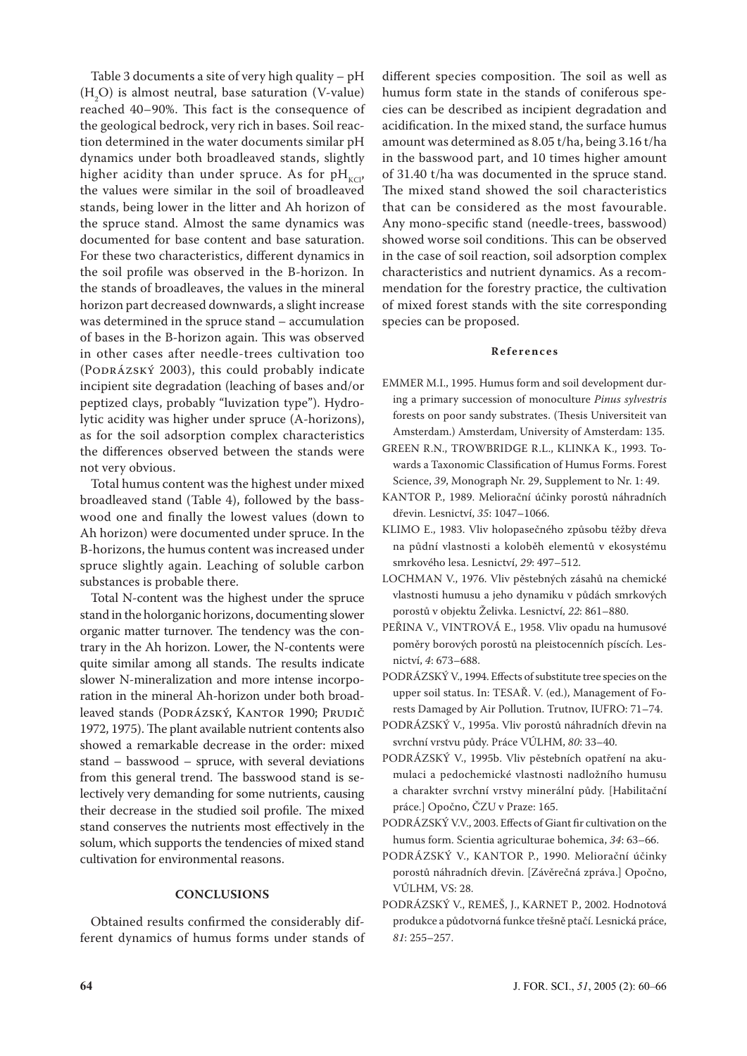Table 3 documents a site of very high quality – pH ($H_2O$) is almost neutral, base saturation (V-value) reached 40–90%. This fact is the consequence of the geological bedrock, very rich in bases. Soil reaction determined in the water documents similar pH dynamics under both broadleaved stands, slightly higher acidity than under spruce. As for $pH_{KCl}$, the values were similar in the soil of broadleaved stands, being lower in the litter and Ah horizon of the spruce stand. Almost the same dynamics was documented for base content and base saturation. For these two characteristics, different dynamics in the soil profile was observed in the B-horizon. In the stands of broadleaves, the values in the mineral horizon part decreased downwards, a slight increase was determined in the spruce stand – accumulation of bases in the B-horizon again. This was observed in other cases after needle-trees cultivation too (Podrázský 2003), this could probably indicate incipient site degradation (leaching of bases and/or peptized clays, probably "luvization type"). Hydrolytic acidity was higher under spruce (A-horizons), as for the soil adsorption complex characteristics the differences observed between the stands were not very obvious.

Total humus content was the highest under mixed broadleaved stand (Table 4), followed by the basswood one and finally the lowest values (down to Ah horizon) were documented under spruce. In the B-horizons, the humus content was increased under spruce slightly again. Leaching of soluble carbon substances is probable there.

Total N-content was the highest under the spruce stand in the holorganic horizons, documenting slower organic matter turnover. The tendency was the contrary in the Ah horizon. Lower, the N-contents were quite similar among all stands. The results indicate slower N-mineralization and more intense incorporation in the mineral Ah-horizon under both broadleaved stands (Podrázský, Kantor 1990; Prudič 1972, 1975). The plant available nutrient contents also showed a remarkable decrease in the order: mixed stand – basswood – spruce, with several deviations from this general trend. The basswood stand is selectively very demanding for some nutrients, causing their decrease in the studied soil profile. The mixed stand conserves the nutrients most effectively in the solum, which supports the tendencies of mixed stand cultivation for environmental reasons.

## CONCLUSIONS

Obtained results confirmed the considerably different dynamics of humus forms under stands of different species composition. The soil as well as humus form state in the stands of coniferous species can be described as incipient degradation and acidification. In the mixed stand, the surface humus amount was determined as 8.05 t/ha, being 3.16 t/ha in the basswood part, and 10 times higher amount of 31.40 t/ha was documented in the spruce stand. The mixed stand showed the soil characteristics that can be considered as the most favourable. Any mono-specific stand (needle-trees, basswood) showed worse soil conditions. This can be observed in the case of soil reaction, soil adsorption complex characteristics and nutrient dynamics. As a recommendation for the forestry practice, the cultivation of mixed forest stands with the site corresponding species can be proposed.

## References

EMMER M.I., 1995. Humus form and soil development during a primary succession of monoculture *Pinus sylvestris* forests on poor sandy substrates. (Thesis Universiteit van Amsterdam.) Amsterdam, University of Amsterdam: 135.

GREEN R.N., TROWBRIDGE R.L., KLINKA K., 1993. Towards a Taxonomic Classification of Humus Forms. Forest Science, *39*, Monograph Nr. 29, Supplement to Nr. 1: 49.

KANTOR P., 1989. Meliorační účinky porostů náhradních dřevin. Lesnictví, *35*: 1047–1066.

KLIMO E., 1983. Vliv holopasečného způsobu těžby dřeva na půdní vlastnosti a koloběh elementů v ekosystému smrkového lesa. Lesnictví, *29*: 497–512.

LOCHMAN V., 1976. Vliv pěstebných zásahů na chemické vlastnosti humusu a jeho dynamiku v půdách smrkových porostů v objektu Želivka. Lesnictví, *22*: 861–880.

PEŘINA V., VINTROVÁ E., 1958. Vliv opadu na humusové poměry borových porostů na pleistocenních píscích. Lesnictví, *4*: 673–688.

PODRÁZSKÝ V., 1994. Effects of substitute tree species on the upper soil status. In: TESAŘ. V. (ed.), Management of Forests Damaged by Air Pollution. Trutnov, IUFRO: 71–74.

PODRÁZSKÝ V., 1995a. Vliv porostů náhradních dřevin na svrchní vrstvu půdy. Práce VÚLHM, *80*: 33–40.

PODRÁZSKÝ V., 1995b. Vliv pěstebních opatření na akumulaci a pedochemické vlastnosti nadložního humusu a charakter svrchní vrstvy minerální půdy. [Habilitační práce.] Opočno, ČZU v Praze: 165.

PODRÁZSKÝ V.V., 2003. Effects of Giant fir cultivation on the humus form. Scientia agriculturae bohemica, *34*: 63–66.

PODRÁZSKÝ V., KANTOR P., 1990. Meliorační účinky porostů náhradních dřevin. [Závěrečná zpráva.] Opočno, VÚLHM, VS: 28.

PODRÁZSKÝ V., REMEŠ, J., KARNET P., 2002. Hodnotová produkce a půdotvorná funkce třešně ptačí. Lesnická práce, *81*: 255–257.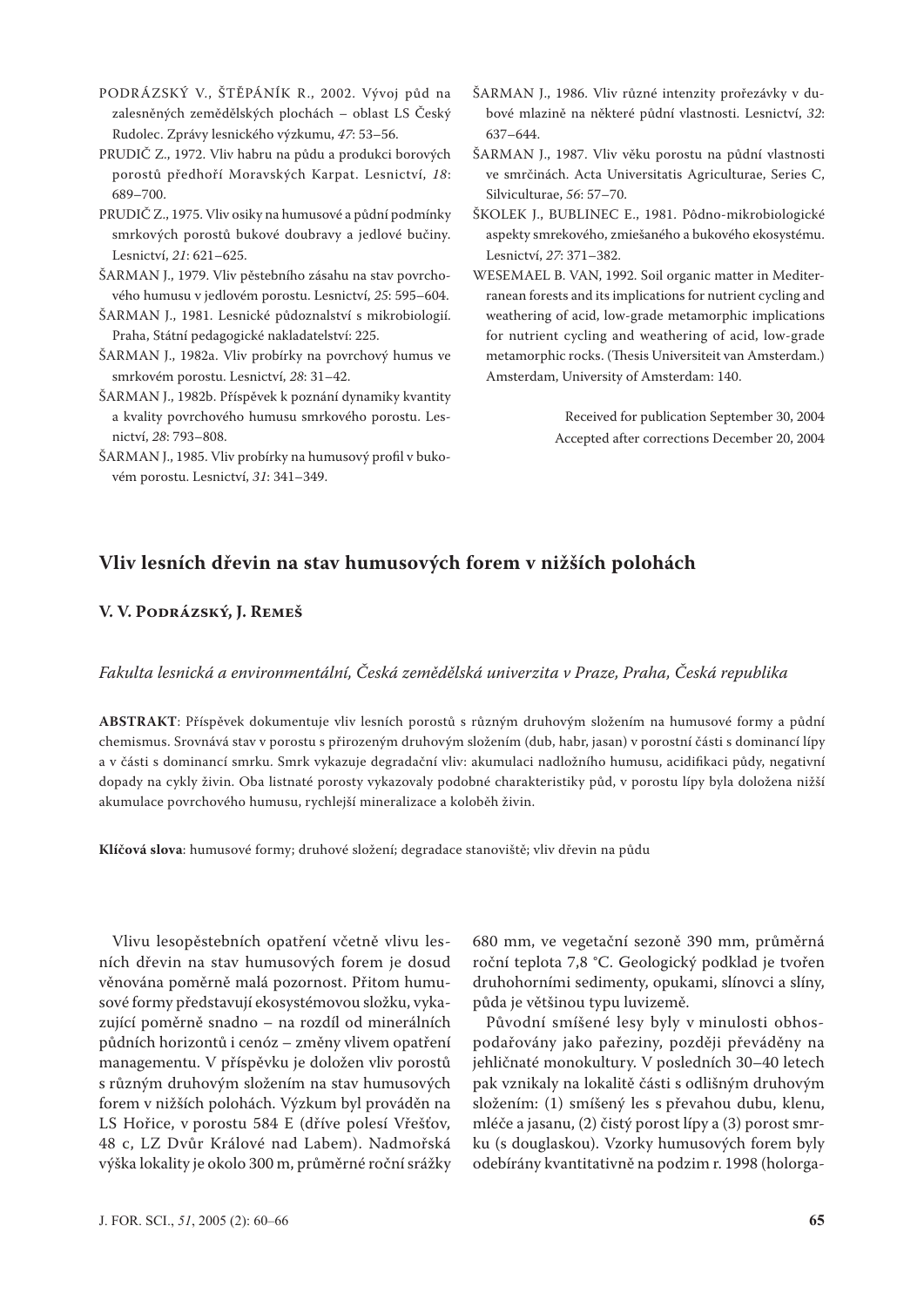PODRÁZSKÝ V., ŠTĚPÁNÍK R., 2002. Vývoj půd na zalesněných zemědělských plochách – oblast LS Český Rudolec. Zprávy lesnického výzkumu, *47*: 53–56.

PRUDIČ Z., 1972. Vliv habru na půdu a produkci borových porostů předhoří Moravských Karpat. Lesnictví, *18*: 689–700.

PRUDIČ Z., 1975. Vliv osiky na humusové a půdní podmínky smrkových porostů bukové doubravy a jedlové bučiny. Lesnictví, *21*: 621–625.

ŠARMAN J., 1979. Vliv pěstebního zásahu na stav povrchového humusu v jedlovém porostu. Lesnictví, *25*: 595–604.

ŠARMAN J., 1981. Lesnické půdoznalství s mikrobiologií. Praha, Státní pedagogické nakladatelství: 225.

ŠARMAN J., 1982a. Vliv probírky na povrchový humus ve smrkovém porostu. Lesnictví, *28*: 31–42.

ŠARMAN J., 1982b. Příspěvek k poznání dynamiky kvantity a kvality povrchového humusu smrkového porostu. Lesnictví, *28*: 793–808.

ŠARMAN J., 1985. Vliv probírky na humusový profil v bukovém porostu. Lesnictví, *31*: 341–349.

ŠARMAN J., 1986. Vliv různé intenzity prořezávky v dubové mlazině na některé půdní vlastnosti. Lesnictví, *32*: 637–644.

ŠARMAN J., 1987. Vliv věku porostu na půdní vlastnosti ve smrčinách. Acta Universitatis Agriculturae, Series C, Silviculturae, *56*: 57–70.

ŠKOLEK J., BUBLINEC E., 1981. Pôdno-mikrobiologické aspekty smrekového, zmiešaného a bukového ekosystému. Lesnictví, *27*: 371–382.

WESEMAEL B. VAN, 1992. Soil organic matter in Mediterranean forests and its implications for nutrient cycling and weathering of acid, low-grade metamorphic implications for nutrient cycling and weathering of acid, low-grade metamorphic rocks. (Thesis Universiteit van Amsterdam.) Amsterdam, University of Amsterdam: 140.

Received for publication September 30, 2004
Accepted after corrections December 20, 2004

## Vliv lesních dřevin na stav humusových forem v nižších polohách

**V. V. Podrázský, J. Remeš**

*Fakulta lesnická a environmentální, Česká zemědělská univerzita v Praze, Praha, Česká republika*

**ABSTRAKT**: Příspěvek dokumentuje vliv lesních porostů s různým druhovým složením na humusové formy a půdní chemismus. Srovnává stav v porostu s přirozeným druhovým složením (dub, habr, jasan) v porostní části s dominancí lípy a v části s dominancí smrku. Smrk vykazuje degradační vliv: akumulaci nadložního humusu, acidifikaci půdy, negativní dopady na cykly živin. Oba listnaté porosty vykazovaly podobné charakteristiky půd, v porostu lípy byla doložena nižší akumulace povrchového humusu, rychlejší mineralizace a koloběh živin.

**Klíčová slova**: humusové formy; druhové složení; degradace stanoviště; vliv dřevin na půdu

Vlivu lesopěstebních opatření včetně vlivu lesních dřevin na stav humusových forem je dosud věnována poměrně malá pozornost. Přitom humusové formy představují ekosystémovou složku, vykazující poměrně snadno – na rozdíl od minerálních půdních horizontů i cenóz – změny vlivem opatření managementu. V příspěvku je doložen vliv porostů s různým druhovým složením na stav humusových forem v nižších polohách. Výzkum byl prováděn na LS Hořice, v porostu 584 E (dříve polesí Vřešťov, 48 c, LZ Dvůr Králové nad Labem). Nadmořská výška lokality je okolo 300 m, průměrné roční srážky 680 mm, ve vegetační sezoně 390 mm, průměrná roční teplota 7,8 °C. Geologický podklad je tvořen druhohorními sedimenty, opukami, slínovci a slíny, půda je většinou typu luvizemě.

Původní smíšené lesy byly v minulosti obhospodařovány jako pařeziny, později převáděny na jehličnaté monokultury. V posledních 30–40 letech pak vznikaly na lokalitě části s odlišným druhovým složením: (1) smíšený les s převahou dubu, klenu, mléče a jasanu, (2) čistý porost lípy a (3) porost smrku (s douglaskou). Vzorky humusových forem byly odebírány kvantitativně na podzim r. 1998 (holorga-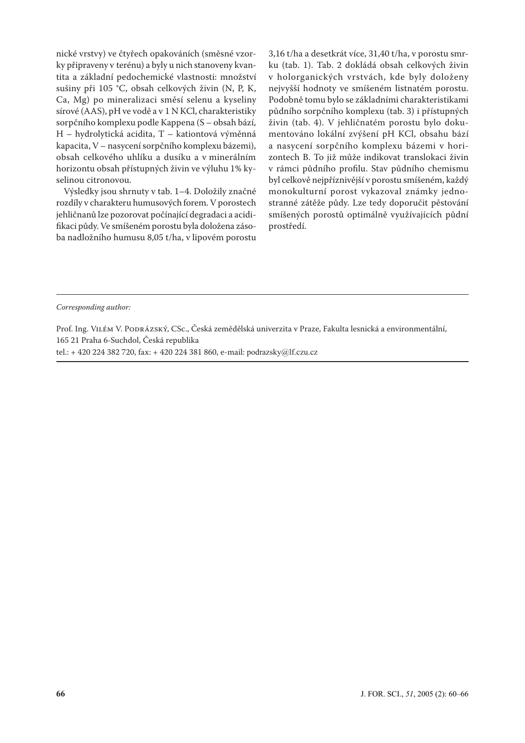nické vrstvy) ve čtyřech opakováních (směsné vzorky připraveny v terénu) a byly u nich stanoveny kvantita a základní pedochemické vlastnosti: množství sušiny při 105 °C, obsah celkových živin (N, P, K, Ca, Mg) po mineralizaci směsí selenu a kyseliny sírové (AAS), pH ve vodě a v 1 N KCl, charakteristiky sorpčního komplexu podle Kappena (S – obsah bází, H – hydrolytická acidita, T – kationtová výměnná kapacita, V – nasycení sorpčního komplexu bázemi), obsah celkového uhlíku a dusíku a v minerálním horizontu obsah přístupných živin ve výluhu 1% kyselinou citronovou.

Výsledky jsou shrnuty v tab. 1–4. Doložily značné rozdíly v charakteru humusových forem. V porostech jehličnanů lze pozorovat počínající degradaci a acidifikaci půdy. Ve smíšeném porostu byla doložena zásoba nadložního humusu 8,05 t/ha, v lipovém porostu 3,16 t/ha a desetkrát více, 31,40 t/ha, v porostu smrku (tab. 1). Tab. 2 dokládá obsah celkových živin v holorganických vrstvách, kde byly doloženy nejvyšší hodnoty ve smíšeném listnatém porostu. Podobně tomu bylo se základními charakteristikami půdního sorpčního komplexu (tab. 3) i přístupných živin (tab. 4). V jehličnatém porostu bylo dokumentováno lokální zvýšení pH KCl, obsahu bází a nasycení sorpčního komplexu bázemi v horizontech B. To již může indikovat translokaci živin v rámci půdního profilu. Stav půdního chemismu byl celkově nejpříznivější v porostu smíšeném, každý monokulturní porost vykazoval známky jednostranné zátěže půdy. Lze tedy doporučit pěstování smíšených porostů optimálně využívajících půdní prostředí.

---

*Corresponding author:*

Prof. Ing. Vilém V. Podrázský, CSc., Česká zemědělská univerzita v Praze, Fakulta lesnická a environmentální, 165 21 Praha 6-Suchdol, Česká republika
tel.: + 420 224 382 720, fax: + 420 224 381 860, e-mail: podrazsky@lf.czu.cz